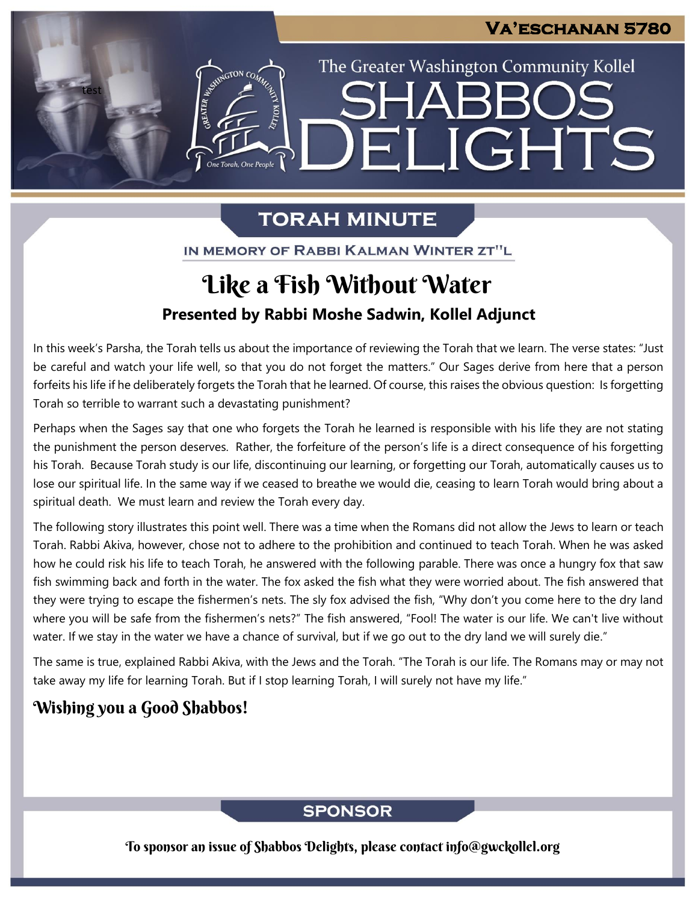VA'ESCHANAN 5780

The Greater Washington Community Kollel

# SHABBOS DELIGHTS

## TORAH MINUTE

IN MEMORY OF RABBI KALMAN WINTER ZT"L

# Like a Fish Without Water

### Presented by Rabbi Moshe Sadwin, Kollel Adjunct

In this week's Parsha, the Torah tells us about the importance of reviewing the Torah that we learn. The verse states: "Just be careful and watch your life well, so that you do not forget the matters." Our Sages derive from here that a person forfeits his life if he deliberately forgets the Torah that he learned. Of course, this raises the obvious question: Is forgetting Torah so terrible to warrant such a devastating punishment?

Perhaps when the Sages say that one who forgets the Torah he learned is responsible with his life they are not stating the punishment the person deserves. Rather, the forfeiture of the person's life is a direct consequence of his forgetting his Torah. Because Torah study is our life, discontinuing our learning, or forgetting our Torah, automatically causes us to lose our spiritual life. In the same way if we ceased to breathe we would die, ceasing to learn Torah would bring about a spiritual death. We must learn and review the Torah every day.

The following story illustrates this point well. There was a time when the Romans did not allow the Jews to learn or teach Torah. Rabbi Akiva, however, chose not to adhere to the prohibition and continued to teach Torah. When he was asked how he could risk his life to teach Torah, he answered with the following parable. There was once a hungry fox that saw fish swimming back and forth in the water. The fox asked the fish what they were worried about. The fish answered that they were trying to escape the fishermen's nets. The sly fox advised the fish, "Why don't you come here to the dry land where you will be safe from the fishermen's nets?" The fish answered, "Fool! The water is our life. We can't live without water. If we stay in the water we have a chance of survival, but if we go out to the dry land we will surely die."

The same is true, explained Rabbi Akiva, with the Jews and the Torah. "The Torah is our life. The Romans may or may not take away my life for learning Torah. But if I stop learning Torah, I will surely not have my life."

**Wishing you a Good Shabbos!**

## SPONSOR

To sponsor an issue of Shabbos Delights, please contact info@gwckollel.org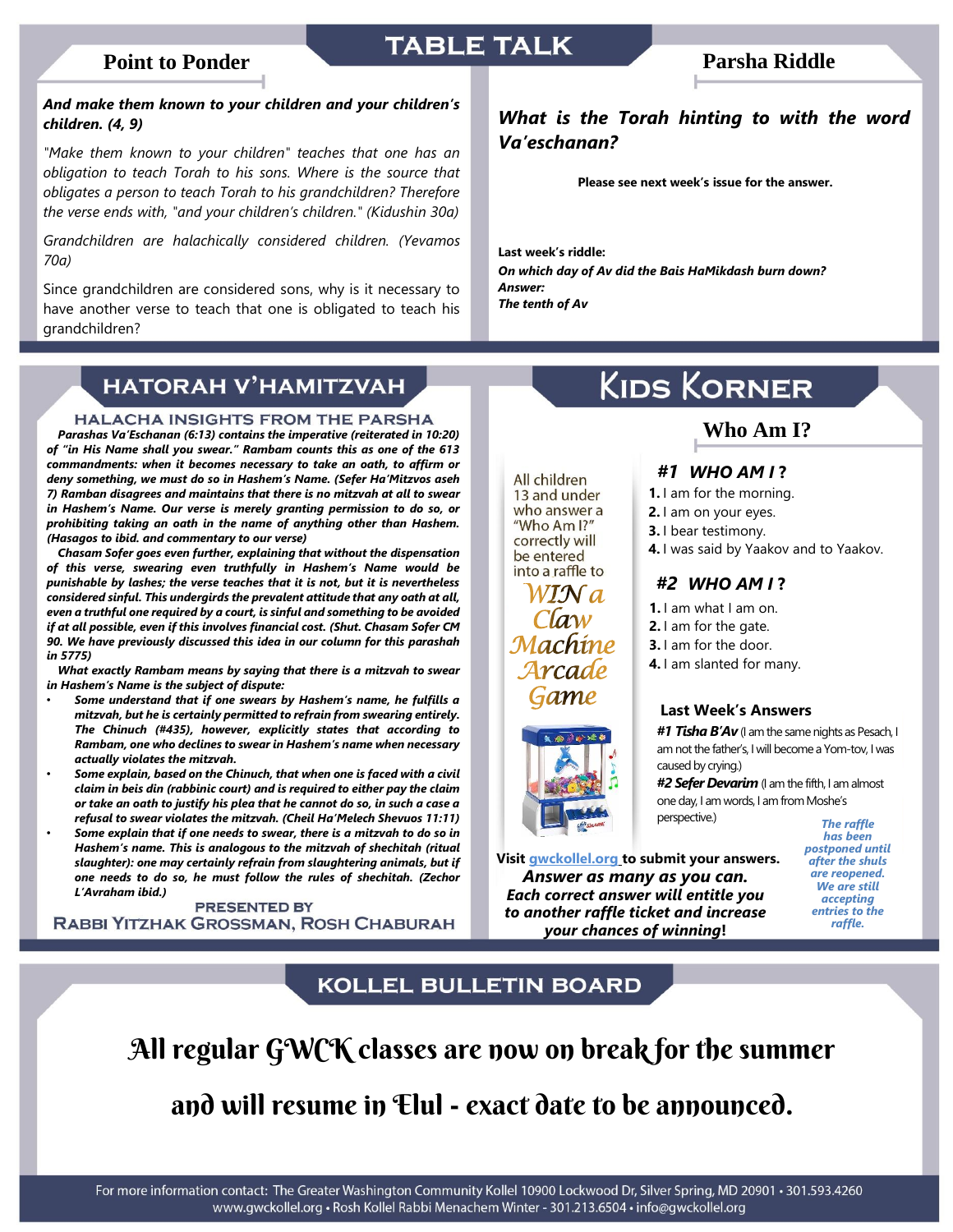# TABLE TALK

## Point to Ponder

***And make them known to your children and your children's children. (4, 9)***

*"Make them known to your children" teaches that one has an obligation to teach Torah to his sons. Where is the source that obligates a person to teach Torah to his grandchildren? Therefore the verse ends with, "and your children's children." (Kidushin 30a)*

*Grandchildren are halachically considered children. (Yevamos 70a)*

Since grandchildren are considered sons, why is it necessary to have another verse to teach that one is obligated to teach his grandchildren?

## Parsha Riddle

***What is the Torah hinting to with the word Va'eschanan?***

**Please see next week's issue for the answer.**

**Last week's riddle:**
***On which day of Av did the Bais HaMikdash burn down?***
***Answer:***
***The tenth of Av***

# HATORAH V'HAMITZVAH

## HALACHA INSIGHTS FROM THE PARSHA

***Parashas Va'Eschanan (6:13) contains the imperative (reiterated in 10:20) of "in His Name shall you swear." Rambam counts this as one of the 613 commandments: when it becomes necessary to take an oath, to affirm or deny something, we must do so in Hashem's Name. (Sefer Ha'Mitzvos aseh 7) Ramban disagrees and maintains that there is no mitzvah at all to swear in Hashem's Name. Our verse is merely granting permission to do so, or prohibiting taking an oath in the name of anything other than Hashem. (Hasagos to ibid. and commentary to our verse)***

***Chasam Sofer goes even further, explaining that without the dispensation of this verse, swearing even truthfully in Hashem's Name would be punishable by lashes; the verse teaches that it is not, but it is nevertheless considered sinful. This undergirds the prevalent attitude that any oath at all, even a truthful one required by a court, is sinful and something to be avoided if at all possible, even if this involves financial cost. (Shut. Chasam Sofer CM 90. We have previously discussed this idea in our column for this parashah in 5775)***

***What exactly Rambam means by saying that there is a mitzvah to swear in Hashem's Name is the subject of dispute:***

- ***Some understand that if one swears by Hashem's name, he fulfills a mitzvah, but he is certainly permitted to refrain from swearing entirely. The Chinuch (#435), however, explicitly states that according to Rambam, one who declines to swear in Hashem's name when necessary actually violates the mitzvah.***
- ***Some explain, based on the Chinuch, that when one is faced with a civil claim in beis din (rabbinic court) and is required to either pay the claim or take an oath to justify his plea that he cannot do so, in such a case a refusal to swear violates the mitzvah. (Cheil Ha'Melech Shevuos 11:11)***
- ***Some explain that if one needs to swear, there is a mitzvah to do so in Hashem's name. This is analogous to the mitzvah of shechitah (ritual slaughter): one may certainly refrain from slaughtering animals, but if one needs to do so, he must follow the rules of shechitah. (Zechor L'Avraham ibid.)***

PRESENTED BY
RABBI YITZHAK GROSSMAN, ROSH CHABURAH

# KIDS KORNER

## Who Am I?

All children 13 and under who answer a "Who Am I?" correctly will be entered into a raffle to *WIN a Claw Machine Arcade Game*

### #1 WHO AM I ?

1. I am for the morning.
2. I am on your eyes.
3. I bear testimony.
4. I was said by Yaakov and to Yaakov.

### #2 WHO AM I ?

1. I am what I am on.
2. I am for the gate.
3. I am for the door.
4. I am slanted for many.

### Last Week's Answers

***#1 Tisha B'Av*** (I am the same nights as Pesach, I am not the father's, I will become a Yom-tov, I was caused by crying.)

***#2 Sefer Devarim*** (I am the fifth, I am almost one day, I am words, I am from Moshe's perspective.)

**Visit gwckollel.org to submit your answers.**
***Answer as many as you can.***
***Each correct answer will entitle you to another raffle ticket and increase your chances of winning!***

*The raffle has been postponed until after the shuls are reopened. We are still accepting entries to the raffle.*

# KOLLEL BULLETIN BOARD

**All regular GWCK classes are now on break for the summer and will resume in Elul - exact date to be announced.**

For more information contact: The Greater Washington Community Kollel 10900 Lockwood Dr, Silver Spring, MD 20901 • 301.593.4260
www.gwckollel.org • Rosh Kollel Rabbi Menachem Winter - 301.213.6504 • info@gwckollel.org